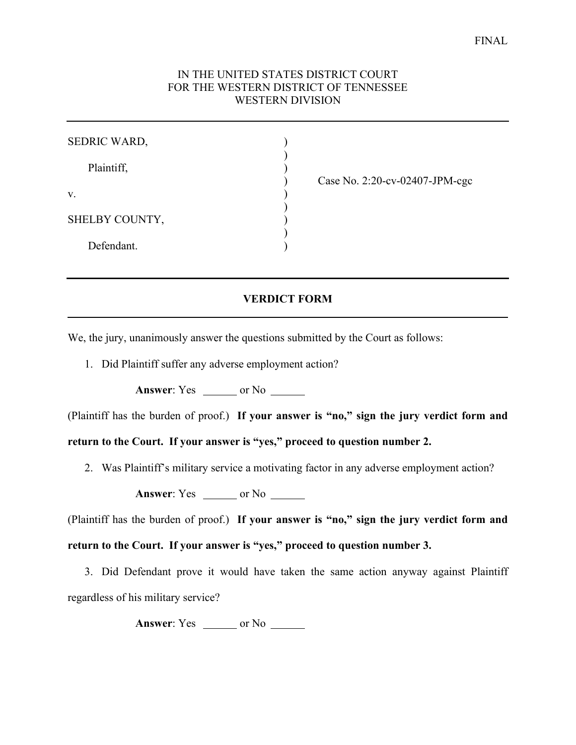FINAL

IN THE UNITED STATES DISTRICT COURT
FOR THE WESTERN DISTRICT OF TENNESSEE
WESTERN DIVISION

| | | |
|---|---|---|
| SEDRIC WARD, | ) | |
| Plaintiff, | ) | |
| | ) | Case No. 2:20-cv-02407-JPM-cgc |
| v. | ) | |
| | ) | |
| SHELBY COUNTY, | ) | |
| Defendant. | ) | |

## VERDICT FORM

We, the jury, unanimously answer the questions submitted by the Court as follows:

1. Did Plaintiff suffer any adverse employment action?

   **Answer**: Yes ______ or No ______

(Plaintiff has the burden of proof.) **If your answer is "no," sign the jury verdict form and return to the Court. If your answer is "yes," proceed to question number 2.**

2. Was Plaintiff's military service a motivating factor in any adverse employment action?

   **Answer**: Yes ______ or No ______

(Plaintiff has the burden of proof.) **If your answer is "no," sign the jury verdict form and return to the Court. If your answer is "yes," proceed to question number 3.**

3. Did Defendant prove it would have taken the same action anyway against Plaintiff regardless of his military service?

   **Answer**: Yes ______ or No ______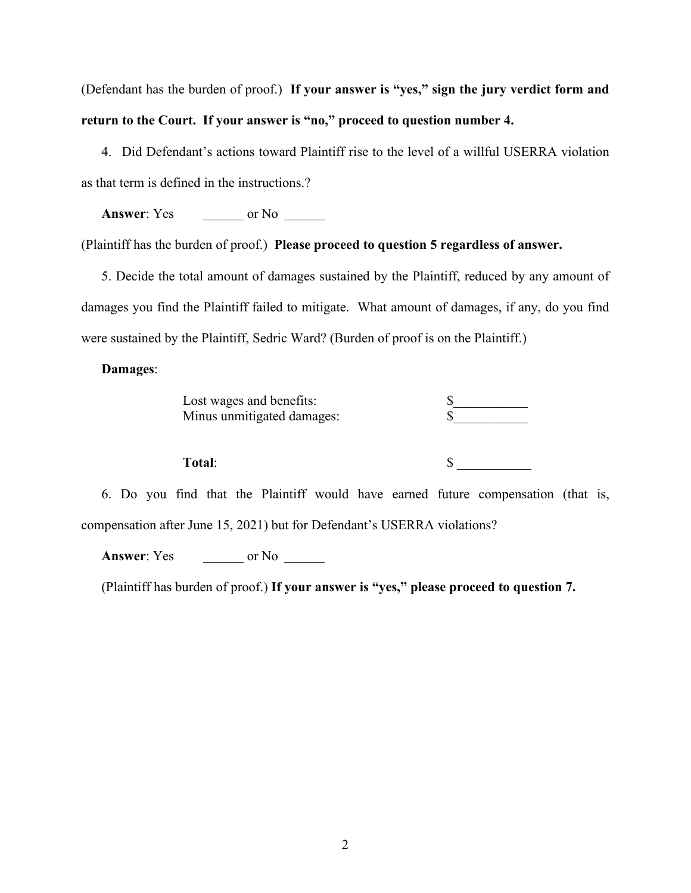(Defendant has the burden of proof.) **If your answer is "yes," sign the jury verdict form and return to the Court. If your answer is "no," proceed to question number 4.**

4. Did Defendant's actions toward Plaintiff rise to the level of a willful USERRA violation as that term is defined in the instructions.?

**Answer**: Yes ______ or No ______

(Plaintiff has the burden of proof.) **Please proceed to question 5 regardless of answer.**

5. Decide the total amount of damages sustained by the Plaintiff, reduced by any amount of damages you find the Plaintiff failed to mitigate. What amount of damages, if any, do you find were sustained by the Plaintiff, Sedric Ward? (Burden of proof is on the Plaintiff.)

**Damages**:

| | |
|---|---|
| Lost wages and benefits: | $__________ |
| Minus unmitigated damages: | $__________ |
| **Total**: | $ __________ |

6. Do you find that the Plaintiff would have earned future compensation (that is, compensation after June 15, 2021) but for Defendant's USERRA violations?

**Answer**: Yes ______ or No ______

(Plaintiff has burden of proof.) **If your answer is "yes," please proceed to question 7.**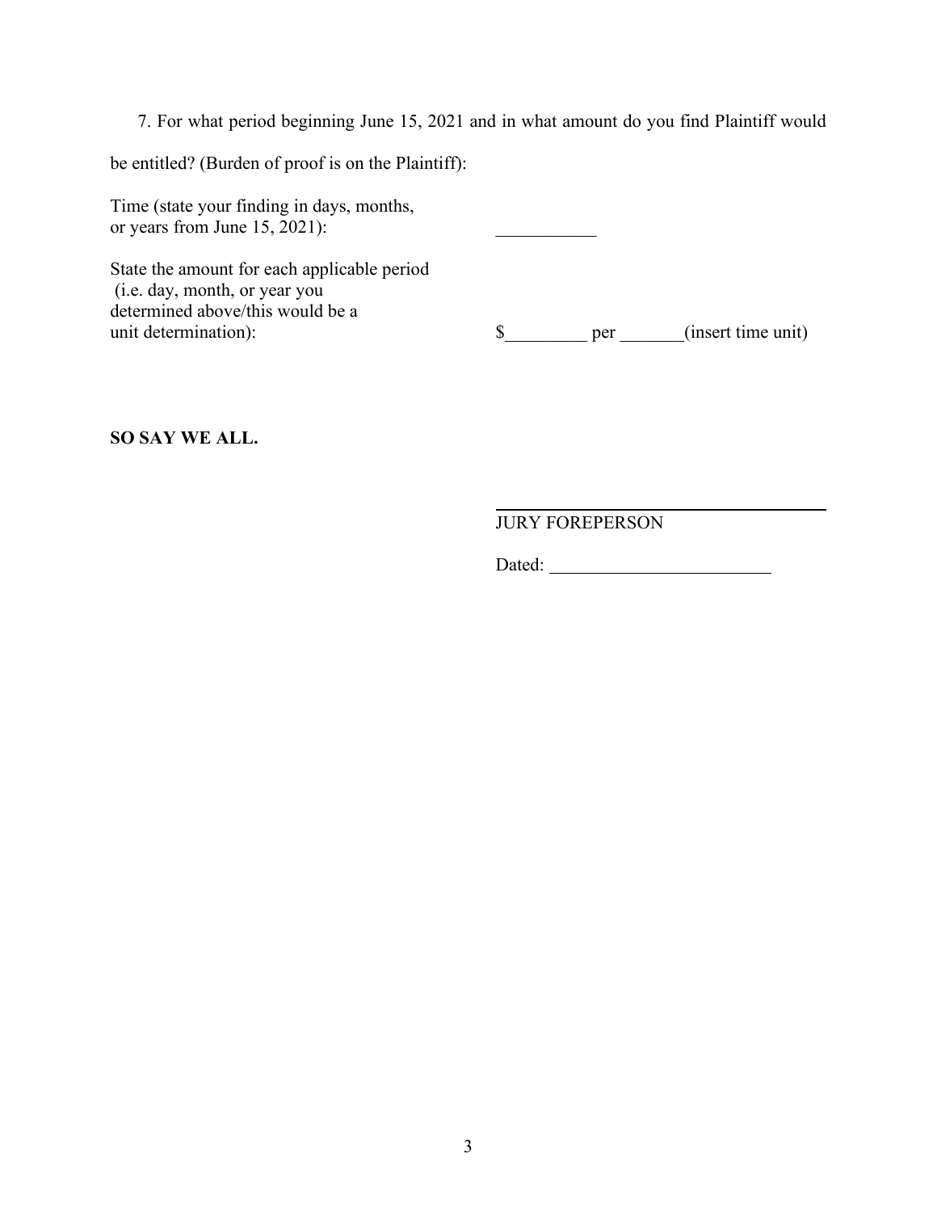7. For what period beginning June 15, 2021 and in what amount do you find Plaintiff would be entitled? (Burden of proof is on the Plaintiff):

Time (state your finding in days, months, or years from June 15, 2021): ___________

State the amount for each applicable period (i.e. day, month, or year you determined above/this would be a unit determination): $_________ per _______(insert time unit)

**SO SAY WE ALL.**

___________________________________
JURY FOREPERSON

Dated: ________________________